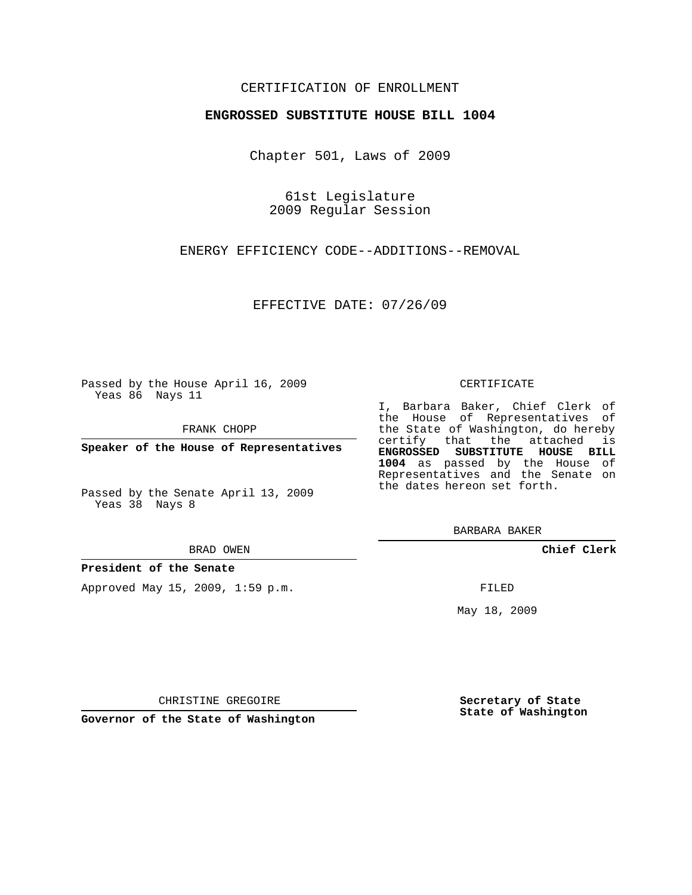CERTIFICATION OF ENROLLMENT

**ENGROSSED SUBSTITUTE HOUSE BILL 1004**

Chapter 501, Laws of 2009

61st Legislature
2009 Regular Session

ENERGY EFFICIENCY CODE--ADDITIONS--REMOVAL

EFFECTIVE DATE: 07/26/09

Passed by the House April 16, 2009
Yeas 86 Nays 11

FRANK CHOPP

**Speaker of the House of Representatives**

Passed by the Senate April 13, 2009
Yeas 38 Nays 8

BRAD OWEN

**President of the Senate**

Approved May 15, 2009, 1:59 p.m.

CHRISTINE GREGOIRE

**Governor of the State of Washington**

CERTIFICATE

I, Barbara Baker, Chief Clerk of the House of Representatives of the State of Washington, do hereby certify that the attached is **ENGROSSED SUBSTITUTE HOUSE BILL 1004** as passed by the House of Representatives and the Senate on the dates hereon set forth.

BARBARA BAKER

**Chief Clerk**

FILED

May 18, 2009

**Secretary of State**
**State of Washington**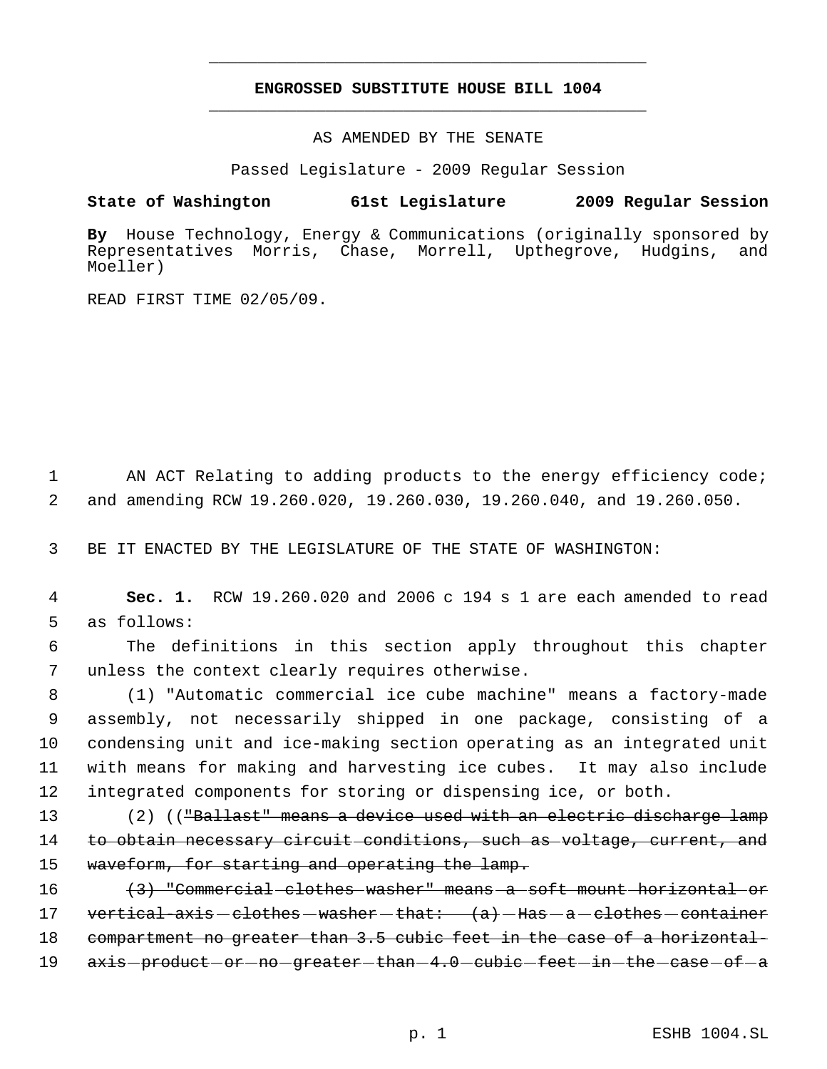**ENGROSSED SUBSTITUTE HOUSE BILL 1004**

AS AMENDED BY THE SENATE

Passed Legislature - 2009 Regular Session

**State of Washington 61st Legislature 2009 Regular Session**

**By** House Technology, Energy & Communications (originally sponsored by Representatives Morris, Chase, Morrell, Upthegrove, Hudgins, and Moeller)

READ FIRST TIME 02/05/09.

AN ACT Relating to adding products to the energy efficiency code; and amending RCW 19.260.020, 19.260.030, 19.260.040, and 19.260.050.

BE IT ENACTED BY THE LEGISLATURE OF THE STATE OF WASHINGTON:

**Sec. 1.** RCW 19.260.020 and 2006 c 194 s 1 are each amended to read as follows:

The definitions in this section apply throughout this chapter unless the context clearly requires otherwise.

(1) "Automatic commercial ice cube machine" means a factory-made assembly, not necessarily shipped in one package, consisting of a condensing unit and ice-making section operating as an integrated unit with means for making and harvesting ice cubes. It may also include integrated components for storing or dispensing ice, or both.

(2) ((~~"Ballast" means a device used with an electric discharge lamp to obtain necessary circuit conditions, such as voltage, current, and waveform, for starting and operating the lamp.~~

~~(3) "Commercial clothes washer" means a soft mount horizontal or vertical-axis clothes washer that: (a) Has a clothes container compartment no greater than 3.5 cubic feet in the case of a horizontal-axis product or no greater than 4.0 cubic feet in the case of a~~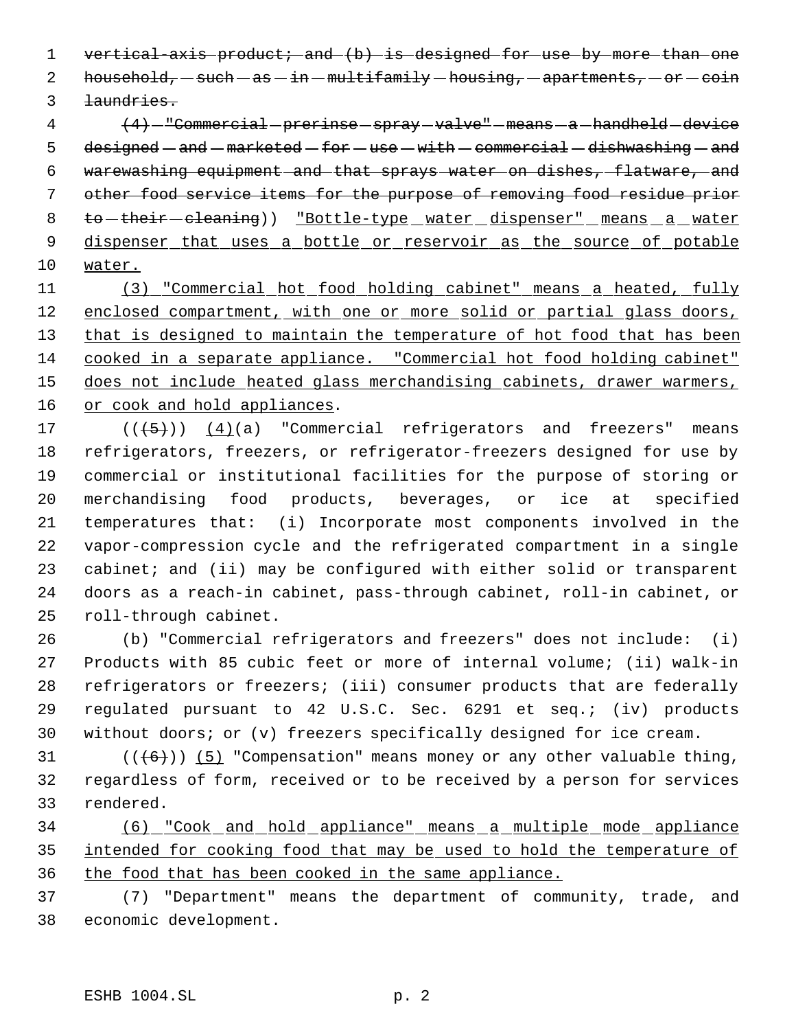~~vertical-axis product; and (b) is designed for use by more than one household, such as in multifamily housing, apartments, or coin laundries.~~

~~(4) "Commercial prerinse spray valve" means a handheld device designed and marketed for use with commercial dishwashing and warewashing equipment and that sprays water on dishes, flatware, and other food service items for the purpose of removing food residue prior to their cleaning~~)) "Bottle-type water dispenser" means a water dispenser that uses a bottle or reservoir as the source of potable water.

(3) "Commercial hot food holding cabinet" means a heated, fully enclosed compartment, with one or more solid or partial glass doors, that is designed to maintain the temperature of hot food that has been cooked in a separate appliance. "Commercial hot food holding cabinet" does not include heated glass merchandising cabinets, drawer warmers, or cook and hold appliances.

((~~(5)~~)) (4)(a) "Commercial refrigerators and freezers" means refrigerators, freezers, or refrigerator-freezers designed for use by commercial or institutional facilities for the purpose of storing or merchandising food products, beverages, or ice at specified temperatures that: (i) Incorporate most components involved in the vapor-compression cycle and the refrigerated compartment in a single cabinet; and (ii) may be configured with either solid or transparent doors as a reach-in cabinet, pass-through cabinet, roll-in cabinet, or roll-through cabinet.

(b) "Commercial refrigerators and freezers" does not include: (i) Products with 85 cubic feet or more of internal volume; (ii) walk-in refrigerators or freezers; (iii) consumer products that are federally regulated pursuant to 42 U.S.C. Sec. 6291 et seq.; (iv) products without doors; or (v) freezers specifically designed for ice cream.

((~~(6)~~)) (5) "Compensation" means money or any other valuable thing, regardless of form, received or to be received by a person for services rendered.

(6) "Cook and hold appliance" means a multiple mode appliance intended for cooking food that may be used to hold the temperature of the food that has been cooked in the same appliance.

(7) "Department" means the department of community, trade, and economic development.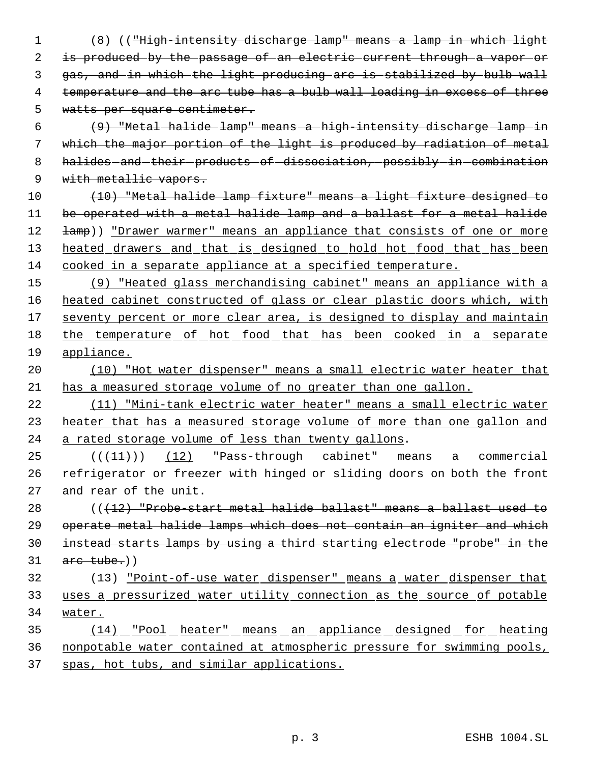(8) (("High-intensity discharge lamp" means a lamp in which light is produced by the passage of an electric current through a vapor or gas, and in which the light-producing arc is stabilized by bulb wall temperature and the arc tube has a bulb wall loading in excess of three watts per square centimeter.

(9) "Metal halide lamp" means a high-intensity discharge lamp in which the major portion of the light is produced by radiation of metal halides and their products of dissociation, possibly in combination with metallic vapors.

(10) "Metal halide lamp fixture" means a light fixture designed to be operated with a metal halide lamp and a ballast for a metal halide lamp)) "Drawer warmer" means an appliance that consists of one or more heated drawers and that is designed to hold hot food that has been cooked in a separate appliance at a specified temperature.

(9) "Heated glass merchandising cabinet" means an appliance with a heated cabinet constructed of glass or clear plastic doors which, with seventy percent or more clear area, is designed to display and maintain the temperature of hot food that has been cooked in a separate appliance.

(10) "Hot water dispenser" means a small electric water heater that has a measured storage volume of no greater than one gallon.

(11) "Mini-tank electric water heater" means a small electric water heater that has a measured storage volume of more than one gallon and a rated storage volume of less than twenty gallons.

(((11))) (12) "Pass-through cabinet" means a commercial refrigerator or freezer with hinged or sliding doors on both the front and rear of the unit.

(((12) "Probe-start metal halide ballast" means a ballast used to operate metal halide lamps which does not contain an igniter and which instead starts lamps by using a third starting electrode "probe" in the arc tube.))

(13) "Point-of-use water dispenser" means a water dispenser that uses a pressurized water utility connection as the source of potable water.

(14) "Pool heater" means an appliance designed for heating nonpotable water contained at atmospheric pressure for swimming pools, spas, hot tubs, and similar applications.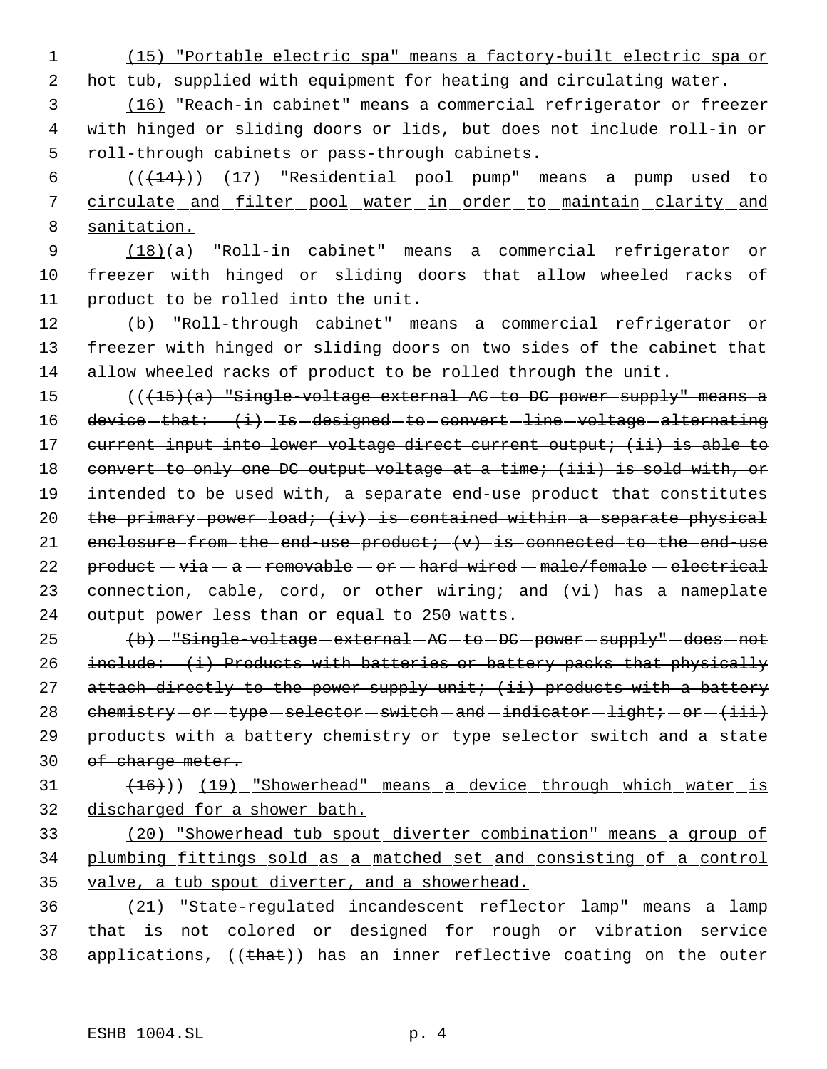(15) "Portable electric spa" means a factory-built electric spa or hot tub, supplied with equipment for heating and circulating water.

(16) "Reach-in cabinet" means a commercial refrigerator or freezer with hinged or sliding doors or lids, but does not include roll-in or roll-through cabinets or pass-through cabinets.

(((14))) (17) "Residential pool pump" means a pump used to circulate and filter pool water in order to maintain clarity and sanitation.

(18)(a) "Roll-in cabinet" means a commercial refrigerator or freezer with hinged or sliding doors that allow wheeled racks of product to be rolled into the unit.

(b) "Roll-through cabinet" means a commercial refrigerator or freezer with hinged or sliding doors on two sides of the cabinet that allow wheeled racks of product to be rolled through the unit.

(((15)(a) "Single-voltage external AC to DC power supply" means a device that: (i) Is designed to convert line voltage alternating current input into lower voltage direct current output; (ii) is able to convert to only one DC output voltage at a time; (iii) is sold with, or intended to be used with, a separate end-use product that constitutes the primary power load; (iv) is contained within a separate physical enclosure from the end-use product; (v) is connected to the end-use product via a removable or hard-wired male/female electrical connection, cable, cord, or other wiring; and (vi) has a nameplate output power less than or equal to 250 watts.

(b) "Single-voltage external AC to DC power supply" does not include: (i) Products with batteries or battery packs that physically attach directly to the power supply unit; (ii) products with a battery chemistry or type selector switch and indicator light; or (iii) products with a battery chemistry or type selector switch and a state of charge meter.

(16))) (19) "Showerhead" means a device through which water is discharged for a shower bath.

(20) "Showerhead tub spout diverter combination" means a group of plumbing fittings sold as a matched set and consisting of a control valve, a tub spout diverter, and a showerhead.

(21) "State-regulated incandescent reflector lamp" means a lamp that is not colored or designed for rough or vibration service applications, ((that)) has an inner reflective coating on the outer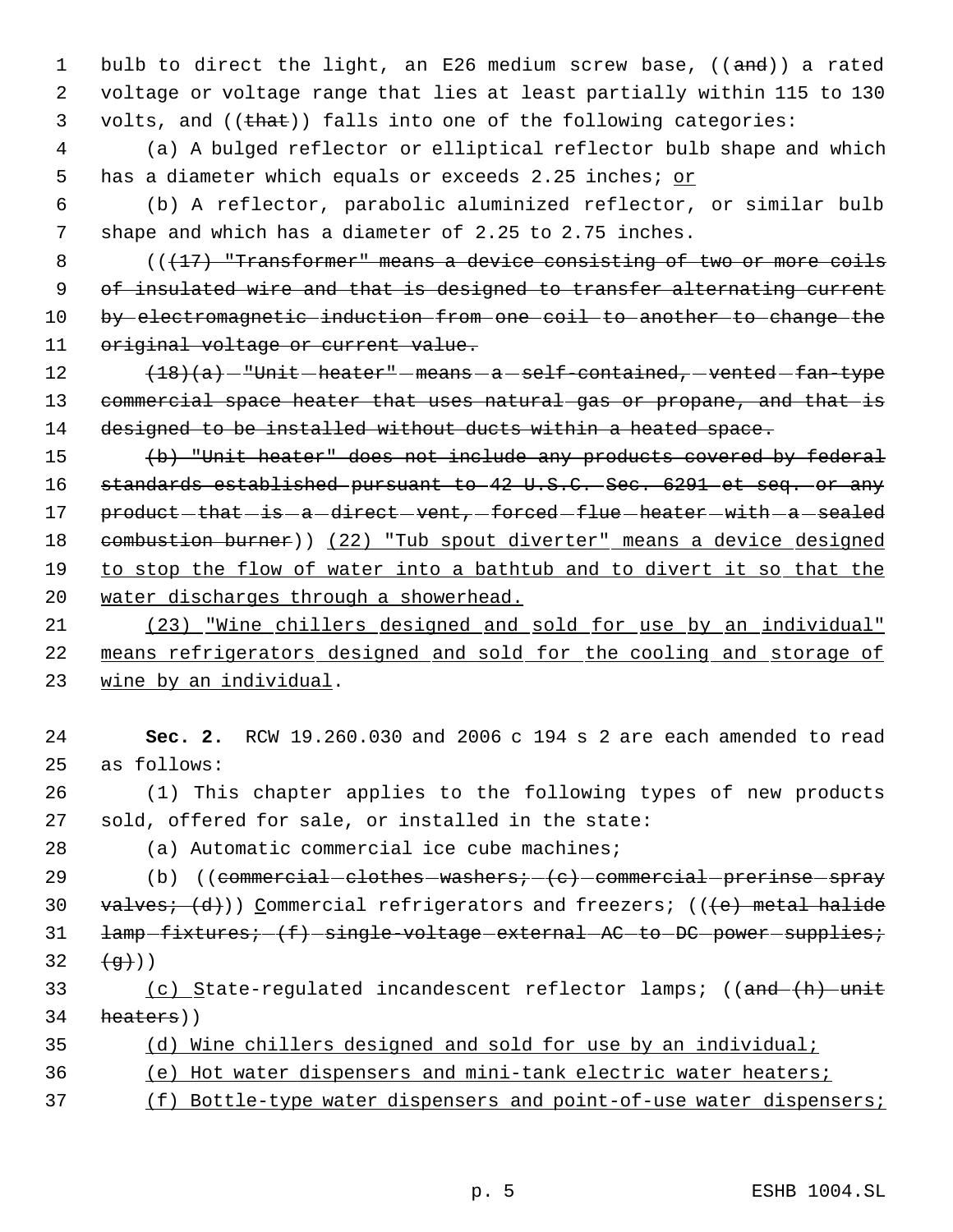bulb to direct the light, an E26 medium screw base, ((and)) a rated voltage or voltage range that lies at least partially within 115 to 130 volts, and ((that)) falls into one of the following categories:

(a) A bulged reflector or elliptical reflector bulb shape and which has a diameter which equals or exceeds 2.25 inches; or

(b) A reflector, parabolic aluminized reflector, or similar bulb shape and which has a diameter of 2.25 to 2.75 inches.

(((17) "Transformer" means a device consisting of two or more coils of insulated wire and that is designed to transfer alternating current by electromagnetic induction from one coil to another to change the original voltage or current value.

(18)(a) "Unit heater" means a self-contained, vented fan-type commercial space heater that uses natural gas or propane, and that is designed to be installed without ducts within a heated space.

(b) "Unit heater" does not include any products covered by federal standards established pursuant to 42 U.S.C. Sec. 6291 et seq. or any product that is a direct vent, forced flue heater with a sealed combustion burner)) (22) "Tub spout diverter" means a device designed to stop the flow of water into a bathtub and to divert it so that the water discharges through a showerhead.

(23) "Wine chillers designed and sold for use by an individual" means refrigerators designed and sold for the cooling and storage of wine by an individual.

**Sec. 2.** RCW 19.260.030 and 2006 c 194 s 2 are each amended to read as follows:

(1) This chapter applies to the following types of new products sold, offered for sale, or installed in the state:

(a) Automatic commercial ice cube machines;

(b) ((commercial clothes washers; (c) commercial prerinse spray valves; (d))) Commercial refrigerators and freezers; (((e) metal halide lamp fixtures; (f) single-voltage external AC to DC power supplies; (g)))

(c) State-regulated incandescent reflector lamps; ((and (h) unit heaters))

(d) Wine chillers designed and sold for use by an individual;

(e) Hot water dispensers and mini-tank electric water heaters;

(f) Bottle-type water dispensers and point-of-use water dispensers;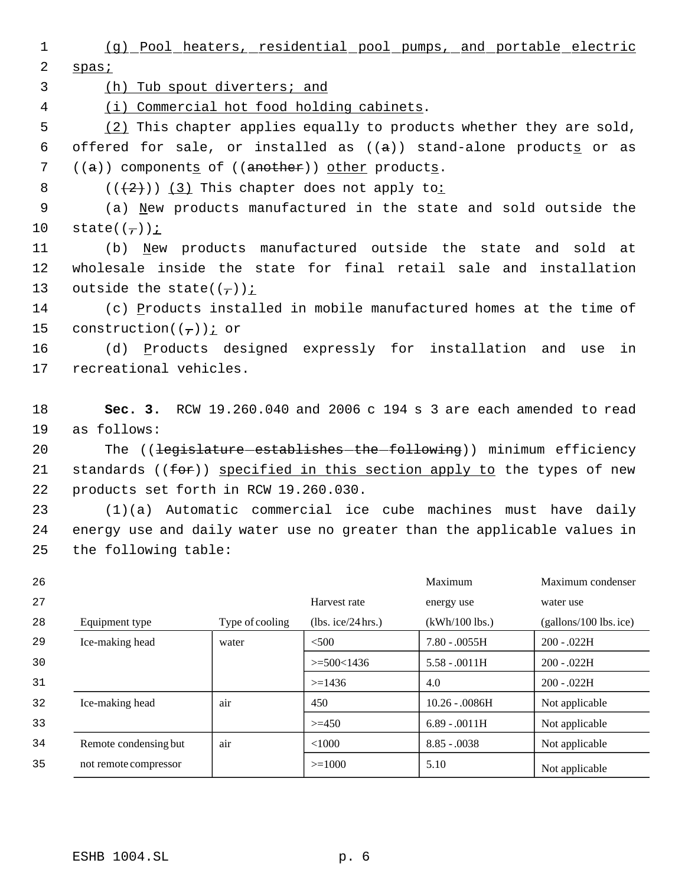(g) Pool heaters, residential pool pumps, and portable electric spas;

(h) Tub spout diverters; and

(i) Commercial hot food holding cabinets.

(2) This chapter applies equally to products whether they are sold, offered for sale, or installed as ((a)) stand-alone products or as ((a)) components of ((another)) other products.

(((2))) (3) This chapter does not apply to:

(a) New products manufactured in the state and sold outside the state((,));

(b) New products manufactured outside the state and sold at wholesale inside the state for final retail sale and installation outside the state((,));

(c) Products installed in mobile manufactured homes at the time of construction((,)); or

(d) Products designed expressly for installation and use in recreational vehicles.

**Sec. 3.** RCW 19.260.040 and 2006 c 194 s 3 are each amended to read as follows:

The ((legislature establishes the following)) minimum efficiency standards ((for)) specified in this section apply to the types of new products set forth in RCW 19.260.030.

(1)(a) Automatic commercial ice cube machines must have daily energy use and daily water use no greater than the applicable values in the following table:

| Equipment type | Type of cooling | Harvest rate (lbs. ice/24 hrs.) | Maximum energy use (kWh/100 lbs.) | Maximum condenser water use (gallons/100 lbs. ice) |
|---|---|---|---|---|
| Ice-making head | water | <500 | 7.80 - .0055H | 200 - .022H |
| | | >=500<1436 | 5.58 - .0011H | 200 - .022H |
| | | >=1436 | 4.0 | 200 - .022H |
| Ice-making head | air | 450 | 10.26 - .0086H | Not applicable |
| | | >=450 | 6.89 - .0011H | Not applicable |
| Remote condensing but not remote compressor | air | <1000 | 8.85 - .0038 | Not applicable |
| | | >=1000 | 5.10 | Not applicable |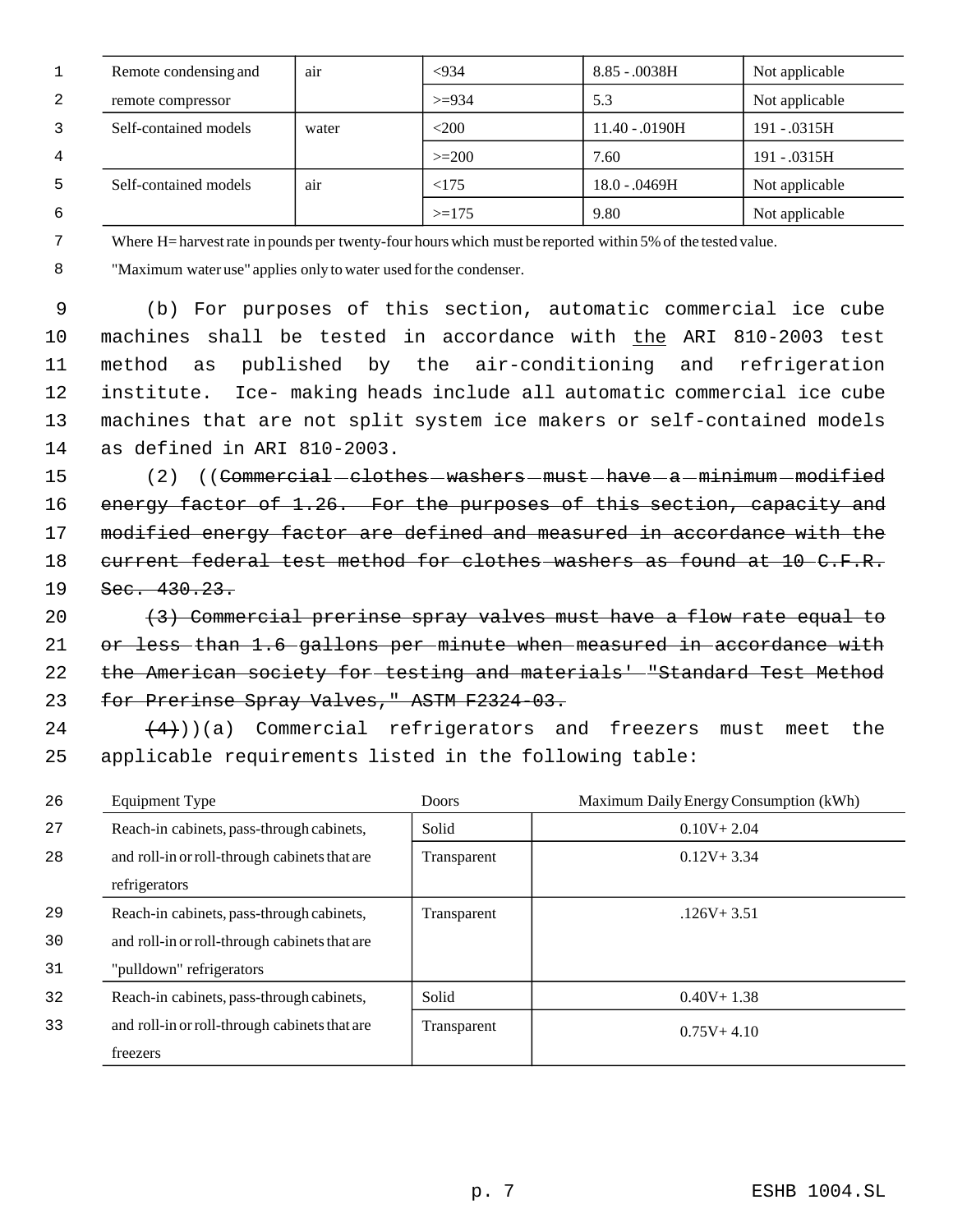| Remote condensing and remote compressor | air | <934 | 8.85 - .0038H | Not applicable |
|---|---|---|---|---|
| | | >=934 | 5.3 | Not applicable |
| Self-contained models | water | <200 | 11.40 - .0190H | 191 - .0315H |
| | | >=200 | 7.60 | 191 - .0315H |
| Self-contained models | air | <175 | 18.0 - .0469H | Not applicable |
| | | >=175 | 9.80 | Not applicable |

Where H= harvest rate in pounds per twenty-four hours which must be reported within 5% of the tested value.

"Maximum water use" applies only to water used for the condenser.

(b) For purposes of this section, automatic commercial ice cube machines shall be tested in accordance with <u>the</u> ARI 810-2003 test method as published by the air-conditioning and refrigeration institute. Ice- making heads include all automatic commercial ice cube machines that are not split system ice makers or self-contained models as defined in ARI 810-2003.

(2) ((~~Commercial clothes washers must have a minimum modified energy factor of 1.26. For the purposes of this section, capacity and modified energy factor are defined and measured in accordance with the current federal test method for clothes washers as found at 10 C.F.R. Sec. 430.23.~~

~~(3) Commercial prerinse spray valves must have a flow rate equal to or less than 1.6 gallons per minute when measured in accordance with the American society for testing and materials' "Standard Test Method for Prerinse Spray Valves," ASTM F2324-03.~~

~~(4)~~))(a) Commercial refrigerators and freezers must meet the applicable requirements listed in the following table:

| Equipment Type | Doors | Maximum Daily Energy Consumption (kWh) |
|---|---|---|
| Reach-in cabinets, pass-through cabinets, and roll-in or roll-through cabinets that are refrigerators | Solid | 0.10V+ 2.04 |
| | Transparent | 0.12V+ 3.34 |
| Reach-in cabinets, pass-through cabinets, and roll-in or roll-through cabinets that are "pulldown" refrigerators | Transparent | .126V+ 3.51 |
| Reach-in cabinets, pass-through cabinets, and roll-in or roll-through cabinets that are freezers | Solid | 0.40V+ 1.38 |
| | Transparent | 0.75V+ 4.10 |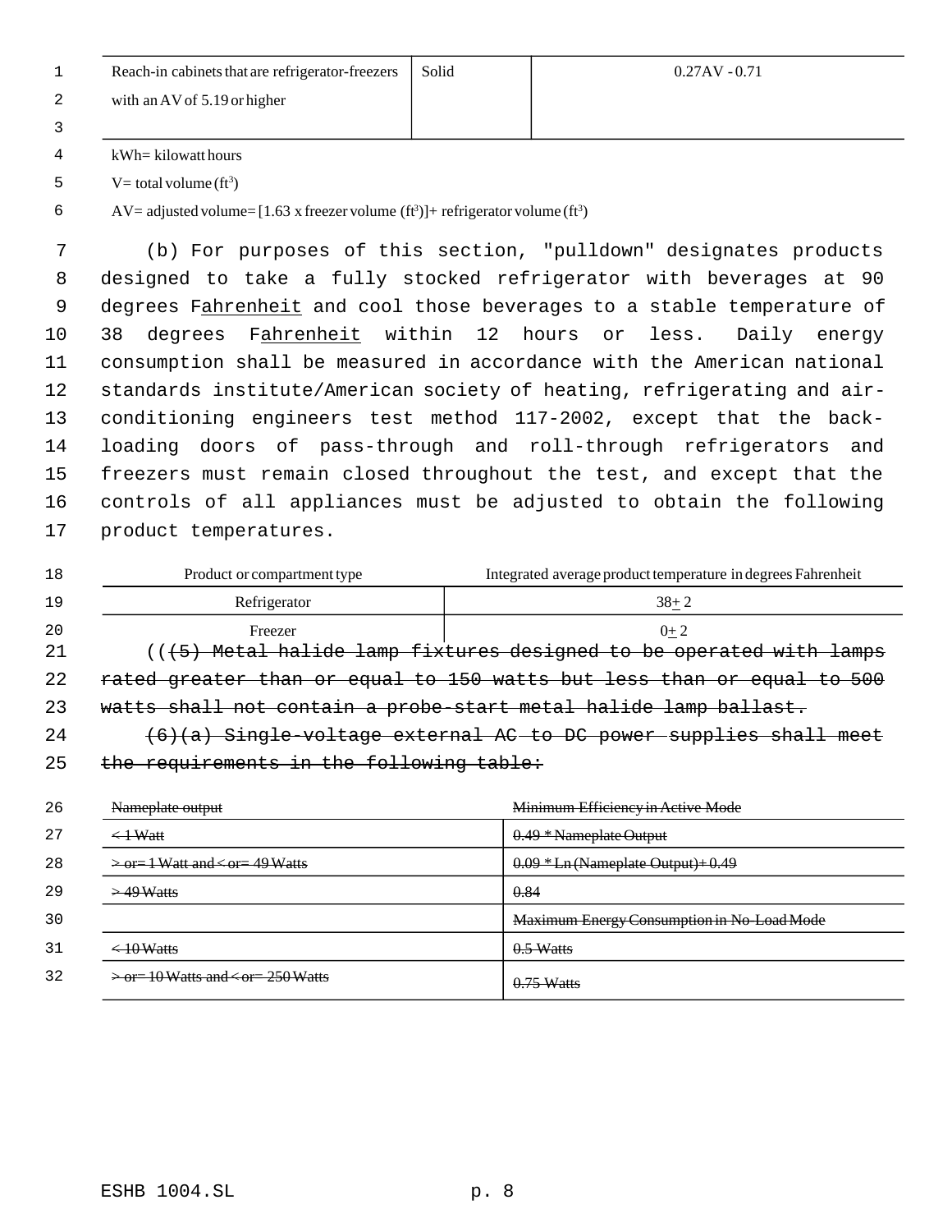| | | |
|---|---|---|
| Reach-in cabinets that are refrigerator-freezers with an AV of 5.19 or higher | Solid | 0.27AV - 0.71 |

kWh= kilowatt hours

V= total volume (ft[3])

AV= adjusted volume= [1.63 x freezer volume (ft[3])]+ refrigerator volume (ft[3])

(b) For purposes of this section, "pulldown" designates products designed to take a fully stocked refrigerator with beverages at 90 degrees Fahrenheit and cool those beverages to a stable temperature of 38 degrees Fahrenheit within 12 hours or less. Daily energy consumption shall be measured in accordance with the American national standards institute/American society of heating, refrigerating and air-conditioning engineers test method 117-2002, except that the back-loading doors of pass-through and roll-through refrigerators and freezers must remain closed throughout the test, and except that the controls of all appliances must be adjusted to obtain the following product temperatures.

| Product or compartment type | Integrated average product temperature in degrees Fahrenheit |
|---|---|
| Refrigerator | 38± 2 |
| Freezer | 0± 2 |

~~((~~~~(5) Metal halide lamp fixtures designed to be operated with lamps rated greater than or equal to 150 watts but less than or equal to 500 watts shall not contain a probe-start metal halide lamp ballast.~~

~~(6)(a) Single-voltage external AC to DC power supplies shall meet the requirements in the following table:~~

| ~~Nameplate output~~ | ~~Minimum Efficiency in Active Mode~~ |
|---|---|
| ~~< 1 Watt~~ | ~~0.49 * Nameplate Output~~ |
| ~~> or= 1 Watt and < or= 49 Watts~~ | ~~0.09 * Ln (Nameplate Output) + 0.49~~ |
| ~~> 49 Watts~~ | ~~0.84~~ |
| | ~~Maximum Energy Consumption in No-Load Mode~~ |
| ~~< 10 Watts~~ | ~~0.5 Watts~~ |
| ~~> or= 10 Watts and < or= 250 Watts~~ | ~~0.75 Watts~~ |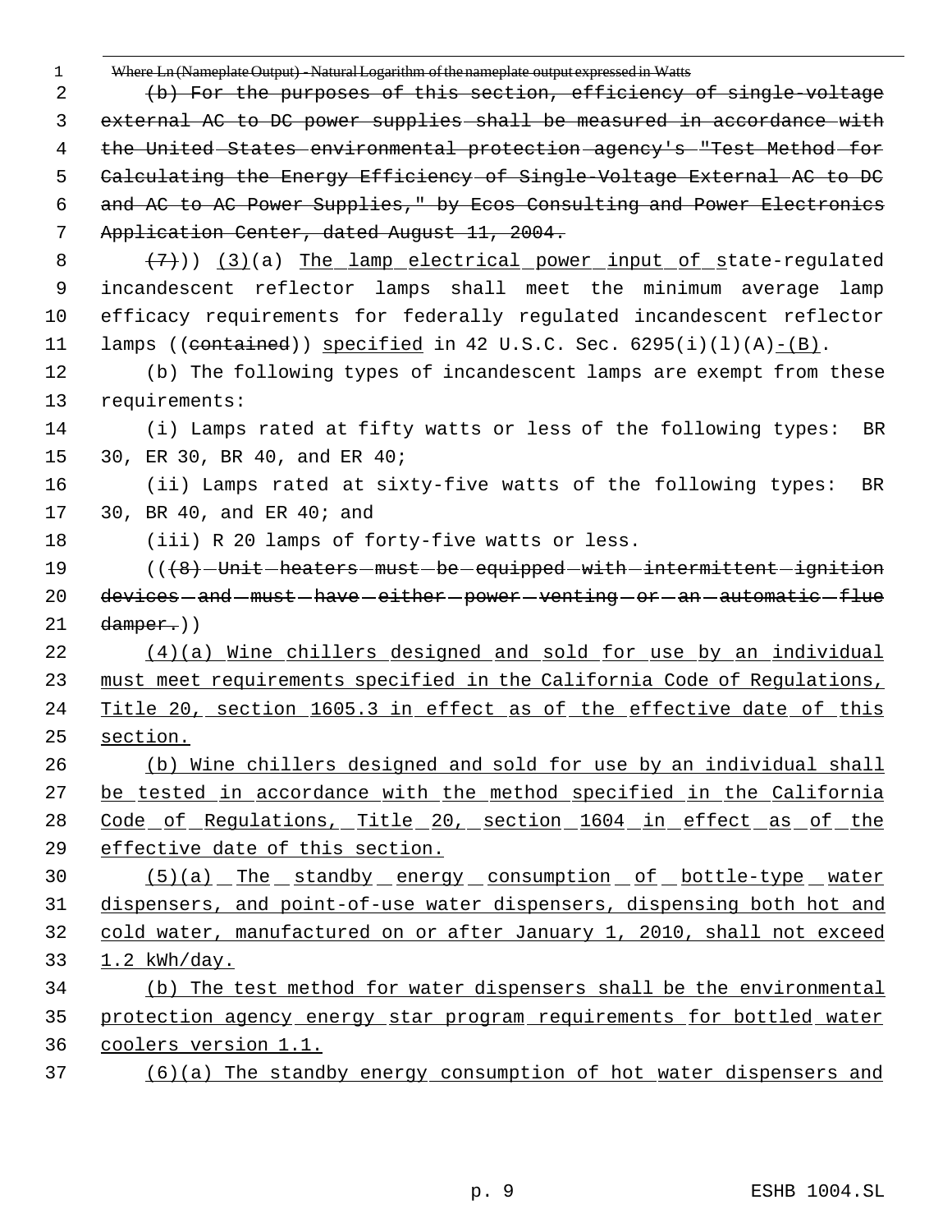~~Where Ln (Nameplate Output) - Natural Logarithm of the nameplate output expressed in Watts~~

~~(b) For the purposes of this section, efficiency of single-voltage external AC to DC power supplies shall be measured in accordance with the United States environmental protection agency's "Test Method for Calculating the Energy Efficiency of Single-Voltage External AC to DC and AC to AC Power Supplies," by Ecos Consulting and Power Electronics Application Center, dated August 11, 2004.~~

~~(7)~~)) <u>(3)</u>(a) <u>The lamp electrical power input of s</u>tate-regulated incandescent reflector lamps shall meet the minimum average lamp efficacy requirements for federally regulated incandescent reflector lamps ((~~contained~~)) <u>specified</u> in 42 U.S.C. Sec. 6295(i)(l)(A)<u>-(B)</u>.

(b) The following types of incandescent lamps are exempt from these requirements:

(i) Lamps rated at fifty watts or less of the following types: BR 30, ER 30, BR 40, and ER 40;

(ii) Lamps rated at sixty-five watts of the following types: BR 30, BR 40, and ER 40; and

(iii) R 20 lamps of forty-five watts or less.

((~~(8) Unit heaters must be equipped with intermittent ignition devices and must have either power venting or an automatic flue damper.~~))

<u>(4)(a) Wine chillers designed and sold for use by an individual must meet requirements specified in the California Code of Regulations, Title 20, section 1605.3 in effect as of the effective date of this section.</u>

<u>(b) Wine chillers designed and sold for use by an individual shall be tested in accordance with the method specified in the California Code of Regulations, Title 20, section 1604 in effect as of the effective date of this section.</u>

<u>(5)(a) The standby energy consumption of bottle-type water dispensers, and point-of-use water dispensers, dispensing both hot and cold water, manufactured on or after January 1, 2010, shall not exceed 1.2 kWh/day.</u>

<u>(b) The test method for water dispensers shall be the environmental protection agency energy star program requirements for bottled water coolers version 1.1.</u>

<u>(6)(a) The standby energy consumption of hot water dispensers and</u>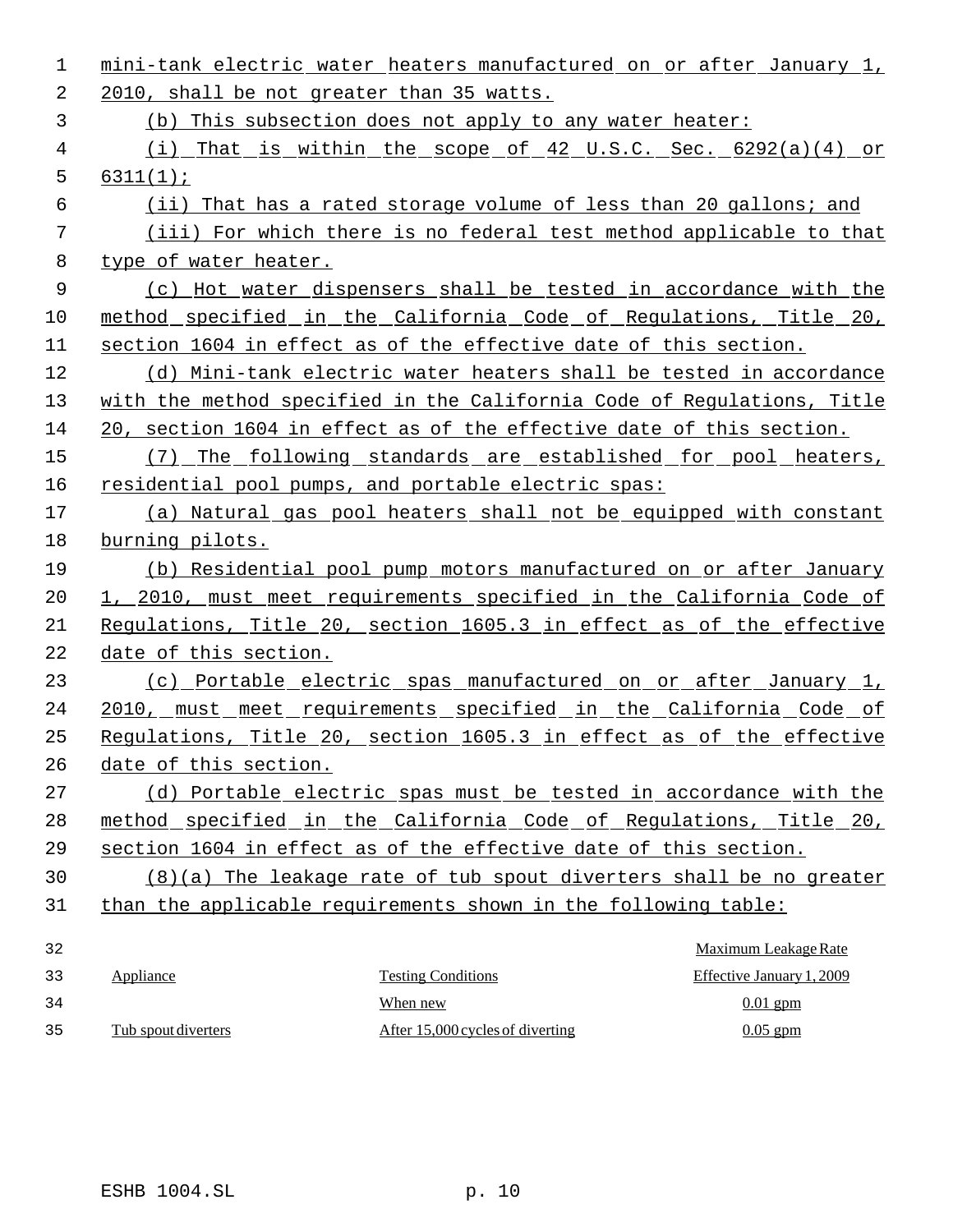mini-tank electric water heaters manufactured on or after January 1, 2010, shall be not greater than 35 watts.

(b) This subsection does not apply to any water heater:

(i) That is within the scope of 42 U.S.C. Sec. 6292(a)(4) or 6311(1);

(ii) That has a rated storage volume of less than 20 gallons; and

(iii) For which there is no federal test method applicable to that type of water heater.

(c) Hot water dispensers shall be tested in accordance with the method specified in the California Code of Regulations, Title 20, section 1604 in effect as of the effective date of this section.

(d) Mini-tank electric water heaters shall be tested in accordance with the method specified in the California Code of Regulations, Title 20, section 1604 in effect as of the effective date of this section.

(7) The following standards are established for pool heaters, residential pool pumps, and portable electric spas:

(a) Natural gas pool heaters shall not be equipped with constant burning pilots.

(b) Residential pool pump motors manufactured on or after January 1, 2010, must meet requirements specified in the California Code of Regulations, Title 20, section 1605.3 in effect as of the effective date of this section.

(c) Portable electric spas manufactured on or after January 1, 2010, must meet requirements specified in the California Code of Regulations, Title 20, section 1605.3 in effect as of the effective date of this section.

(d) Portable electric spas must be tested in accordance with the method specified in the California Code of Regulations, Title 20, section 1604 in effect as of the effective date of this section.

(8)(a) The leakage rate of tub spout diverters shall be no greater than the applicable requirements shown in the following table:

| Appliance | Testing Conditions | Maximum Leakage Rate Effective January 1, 2009 |
|---|---|---|
| Tub spout diverters | When new | 0.01 gpm |
| | After 15,000 cycles of diverting | 0.05 gpm |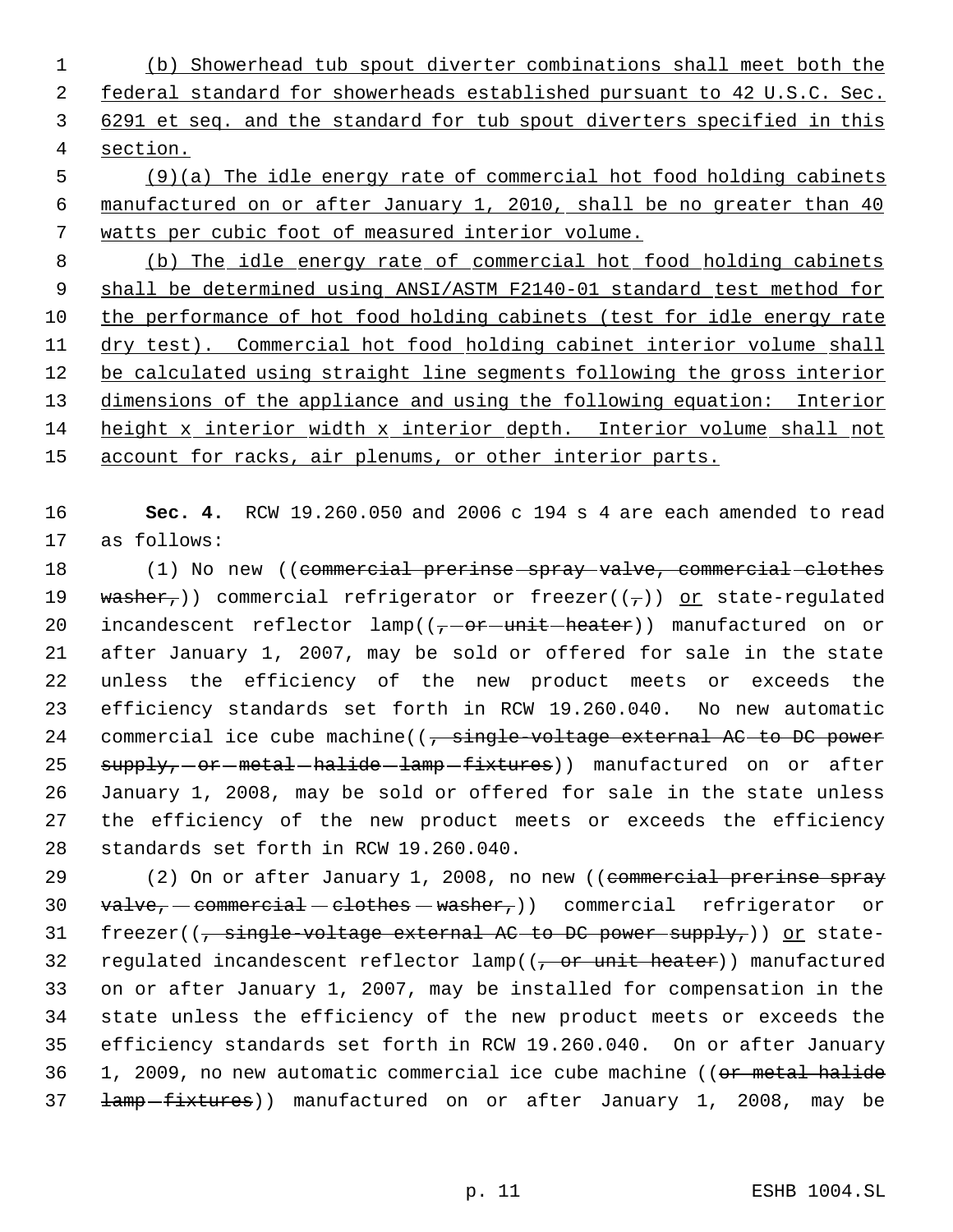(b) Showerhead tub spout diverter combinations shall meet both the federal standard for showerheads established pursuant to 42 U.S.C. Sec. 6291 et seq. and the standard for tub spout diverters specified in this section.

(9)(a) The idle energy rate of commercial hot food holding cabinets manufactured on or after January 1, 2010, shall be no greater than 40 watts per cubic foot of measured interior volume.

(b) The idle energy rate of commercial hot food holding cabinets shall be determined using ANSI/ASTM F2140-01 standard test method for the performance of hot food holding cabinets (test for idle energy rate dry test). Commercial hot food holding cabinet interior volume shall be calculated using straight line segments following the gross interior dimensions of the appliance and using the following equation: Interior height x interior width x interior depth. Interior volume shall not account for racks, air plenums, or other interior parts.

**Sec. 4.** RCW 19.260.050 and 2006 c 194 s 4 are each amended to read as follows:

(1) No new ((~~commercial prerinse spray valve, commercial clothes washer,~~)) commercial refrigerator or freezer((~~,~~)) or state-regulated incandescent reflector lamp((~~, or unit heater~~)) manufactured on or after January 1, 2007, may be sold or offered for sale in the state unless the efficiency of the new product meets or exceeds the efficiency standards set forth in RCW 19.260.040. No new automatic commercial ice cube machine((~~, single-voltage external AC to DC power supply, or metal halide lamp fixtures~~)) manufactured on or after January 1, 2008, may be sold or offered for sale in the state unless the efficiency of the new product meets or exceeds the efficiency standards set forth in RCW 19.260.040.

(2) On or after January 1, 2008, no new ((~~commercial prerinse spray valve, commercial clothes washer,~~)) commercial refrigerator or freezer((~~, single-voltage external AC to DC power supply,~~)) or state-regulated incandescent reflector lamp((~~, or unit heater~~)) manufactured on or after January 1, 2007, may be installed for compensation in the state unless the efficiency of the new product meets or exceeds the efficiency standards set forth in RCW 19.260.040. On or after January 1, 2009, no new automatic commercial ice cube machine ((~~or metal halide lamp fixtures~~)) manufactured on or after January 1, 2008, may be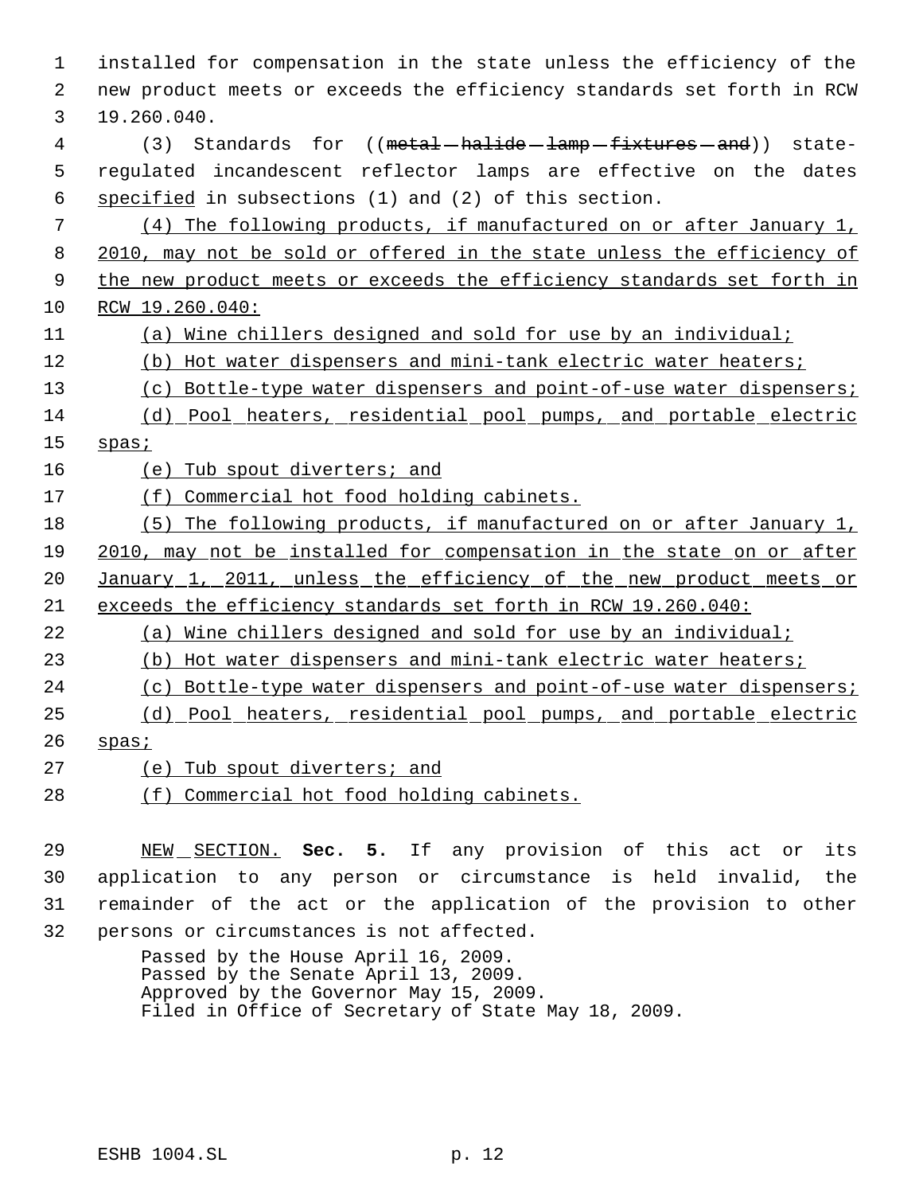installed for compensation in the state unless the efficiency of the new product meets or exceeds the efficiency standards set forth in RCW 19.260.040.

(3) Standards for ((~~metal halide lamp fixtures and~~)) state-regulated incandescent reflector lamps are effective on the dates specified in subsections (1) and (2) of this section.

(4) The following products, if manufactured on or after January 1, 2010, may not be sold or offered in the state unless the efficiency of the new product meets or exceeds the efficiency standards set forth in RCW 19.260.040:

(a) Wine chillers designed and sold for use by an individual;

(b) Hot water dispensers and mini-tank electric water heaters;

(c) Bottle-type water dispensers and point-of-use water dispensers;

(d) Pool heaters, residential pool pumps, and portable electric spas;

(e) Tub spout diverters; and

(f) Commercial hot food holding cabinets.

(5) The following products, if manufactured on or after January 1, 2010, may not be installed for compensation in the state on or after January 1, 2011, unless the efficiency of the new product meets or exceeds the efficiency standards set forth in RCW 19.260.040:

(a) Wine chillers designed and sold for use by an individual;

(b) Hot water dispensers and mini-tank electric water heaters;

(c) Bottle-type water dispensers and point-of-use water dispensers;

(d) Pool heaters, residential pool pumps, and portable electric spas;

(e) Tub spout diverters; and

(f) Commercial hot food holding cabinets.

NEW SECTION. **Sec. 5.** If any provision of this act or its application to any person or circumstance is held invalid, the remainder of the act or the application of the provision to other persons or circumstances is not affected.

Passed by the House April 16, 2009.
Passed by the Senate April 13, 2009.
Approved by the Governor May 15, 2009.
Filed in Office of Secretary of State May 18, 2009.